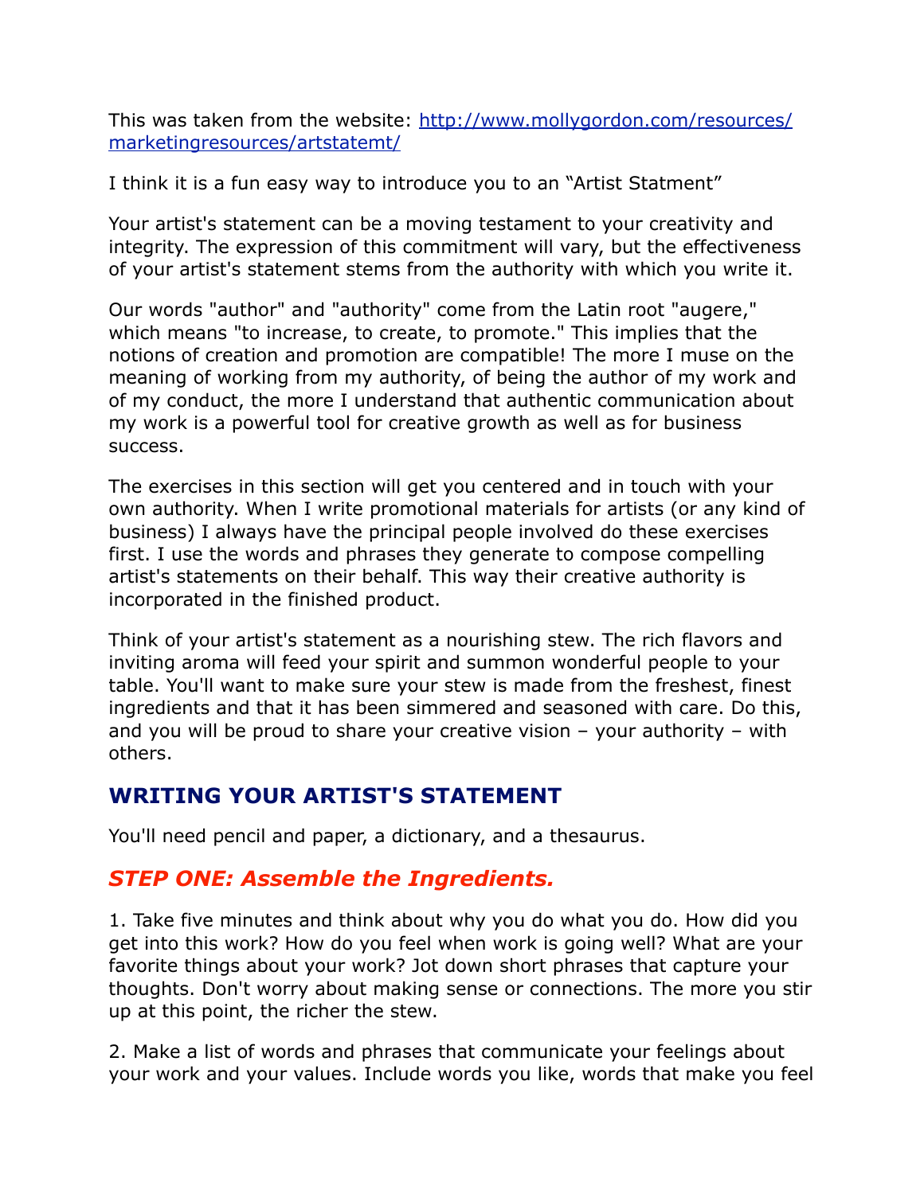This was taken from the website: [http://www.mollygordon.com/resources/marketingresources/artstatemt/](http://www.mollygordon.com/resources/marketingresources/artstatemt/)

I think it is a fun easy way to introduce you to an "Artist Statment"

Your artist's statement can be a moving testament to your creativity and integrity. The expression of this commitment will vary, but the effectiveness of your artist's statement stems from the authority with which you write it.

Our words "author" and "authority" come from the Latin root "augere," which means "to increase, to create, to promote." This implies that the notions of creation and promotion are compatible! The more I muse on the meaning of working from my authority, of being the author of my work and of my conduct, the more I understand that authentic communication about my work is a powerful tool for creative growth as well as for business success.

The exercises in this section will get you centered and in touch with your own authority. When I write promotional materials for artists (or any kind of business) I always have the principal people involved do these exercises first. I use the words and phrases they generate to compose compelling artist's statements on their behalf. This way their creative authority is incorporated in the finished product.

Think of your artist's statement as a nourishing stew. The rich flavors and inviting aroma will feed your spirit and summon wonderful people to your table. You'll want to make sure your stew is made from the freshest, finest ingredients and that it has been simmered and seasoned with care. Do this, and you will be proud to share your creative vision – your authority – with others.

## WRITING YOUR ARTIST'S STATEMENT

You'll need pencil and paper, a dictionary, and a thesaurus.

### *STEP ONE: Assemble the Ingredients.*

1. Take five minutes and think about why you do what you do. How did you get into this work? How do you feel when work is going well? What are your favorite things about your work? Jot down short phrases that capture your thoughts. Don't worry about making sense or connections. The more you stir up at this point, the richer the stew.

2. Make a list of words and phrases that communicate your feelings about your work and your values. Include words you like, words that make you feel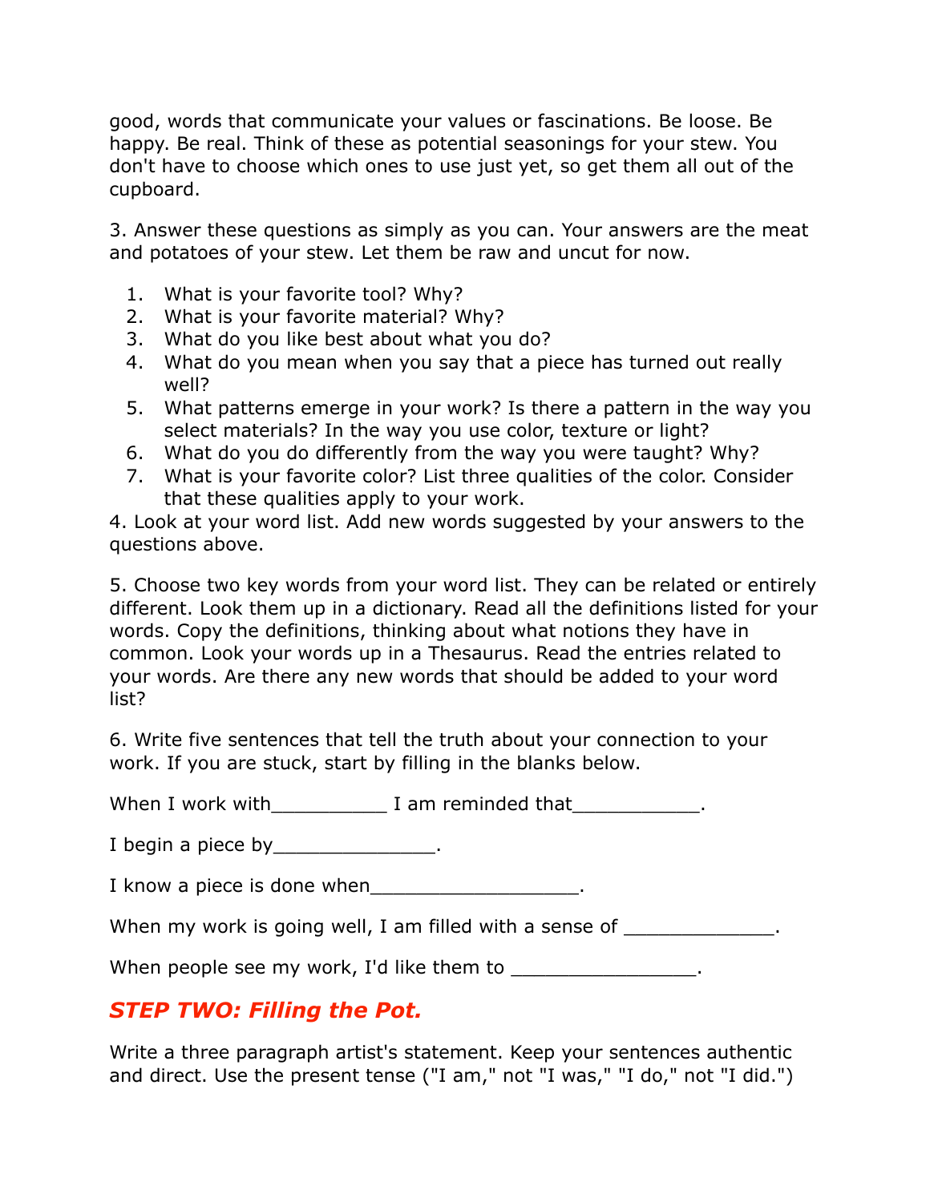good, words that communicate your values or fascinations. Be loose. Be happy. Be real. Think of these as potential seasonings for your stew. You don't have to choose which ones to use just yet, so get them all out of the cupboard.

3. Answer these questions as simply as you can. Your answers are the meat and potatoes of your stew. Let them be raw and uncut for now.

1. What is your favorite tool? Why?
2. What is your favorite material? Why?
3. What do you like best about what you do?
4. What do you mean when you say that a piece has turned out really well?
5. What patterns emerge in your work? Is there a pattern in the way you select materials? In the way you use color, texture or light?
6. What do you do differently from the way you were taught? Why?
7. What is your favorite color? List three qualities of the color. Consider that these qualities apply to your work.

4. Look at your word list. Add new words suggested by your answers to the questions above.

5. Choose two key words from your word list. They can be related or entirely different. Look them up in a dictionary. Read all the definitions listed for your words. Copy the definitions, thinking about what notions they have in common. Look your words up in a Thesaurus. Read the entries related to your words. Are there any new words that should be added to your word list?

6. Write five sentences that tell the truth about your connection to your work. If you are stuck, start by filling in the blanks below.

When I work with__________ I am reminded that___________.

I begin a piece by______________.

I know a piece is done when__________________.

When my work is going well, I am filled with a sense of _____________.

When people see my work, I'd like them to ________________.

## *STEP TWO: Filling the Pot.*

Write a three paragraph artist's statement. Keep your sentences authentic and direct. Use the present tense ("I am," not "I was," "I do," not "I did.")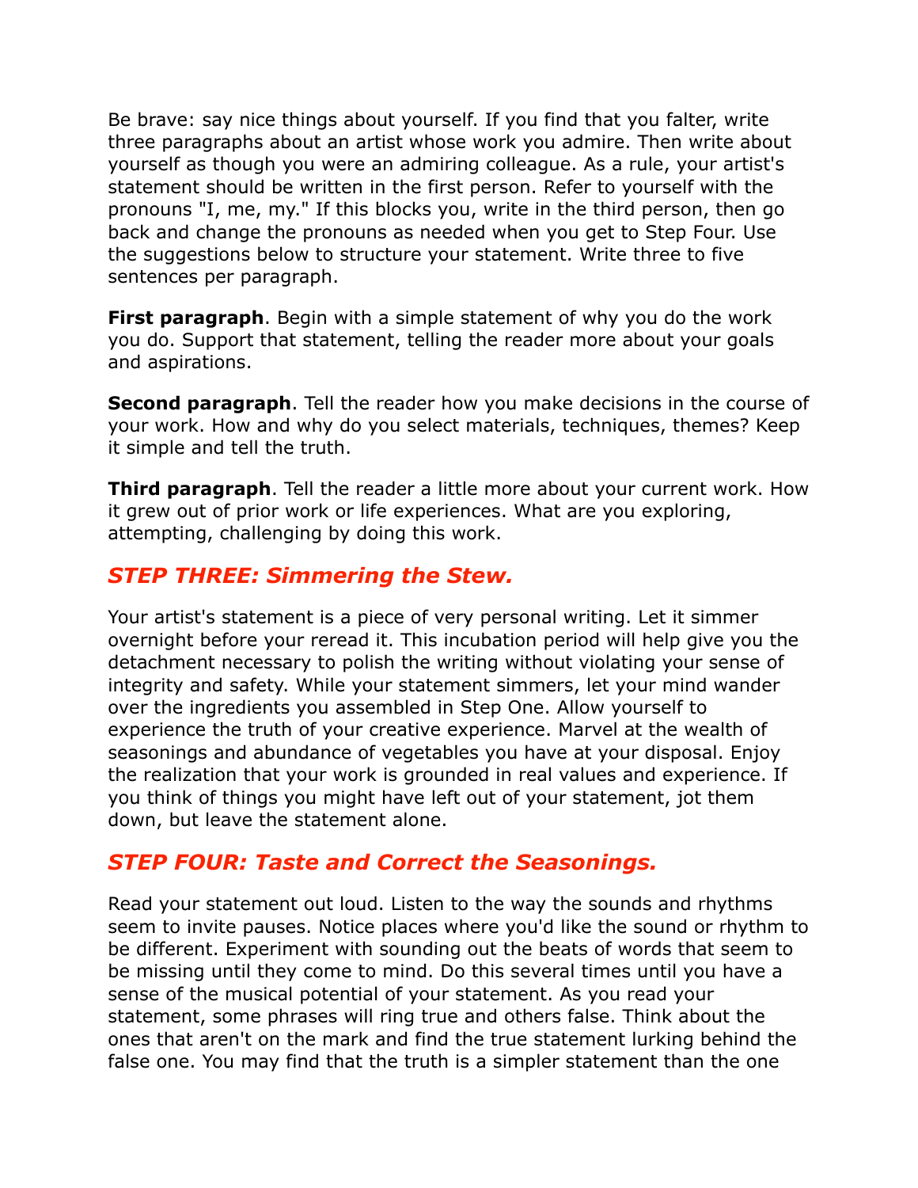Be brave: say nice things about yourself. If you find that you falter, write three paragraphs about an artist whose work you admire. Then write about yourself as though you were an admiring colleague. As a rule, your artist's statement should be written in the first person. Refer to yourself with the pronouns "I, me, my." If this blocks you, write in the third person, then go back and change the pronouns as needed when you get to Step Four. Use the suggestions below to structure your statement. Write three to five sentences per paragraph.

**First paragraph**. Begin with a simple statement of why you do the work you do. Support that statement, telling the reader more about your goals and aspirations.

**Second paragraph**. Tell the reader how you make decisions in the course of your work. How and why do you select materials, techniques, themes? Keep it simple and tell the truth.

**Third paragraph**. Tell the reader a little more about your current work. How it grew out of prior work or life experiences. What are you exploring, attempting, challenging by doing this work.

## *STEP THREE: Simmering the Stew.*

Your artist's statement is a piece of very personal writing. Let it simmer overnight before your reread it. This incubation period will help give you the detachment necessary to polish the writing without violating your sense of integrity and safety. While your statement simmers, let your mind wander over the ingredients you assembled in Step One. Allow yourself to experience the truth of your creative experience. Marvel at the wealth of seasonings and abundance of vegetables you have at your disposal. Enjoy the realization that your work is grounded in real values and experience. If you think of things you might have left out of your statement, jot them down, but leave the statement alone.

## *STEP FOUR: Taste and Correct the Seasonings.*

Read your statement out loud. Listen to the way the sounds and rhythms seem to invite pauses. Notice places where you'd like the sound or rhythm to be different. Experiment with sounding out the beats of words that seem to be missing until they come to mind. Do this several times until you have a sense of the musical potential of your statement. As you read your statement, some phrases will ring true and others false. Think about the ones that aren't on the mark and find the true statement lurking behind the false one. You may find that the truth is a simpler statement than the one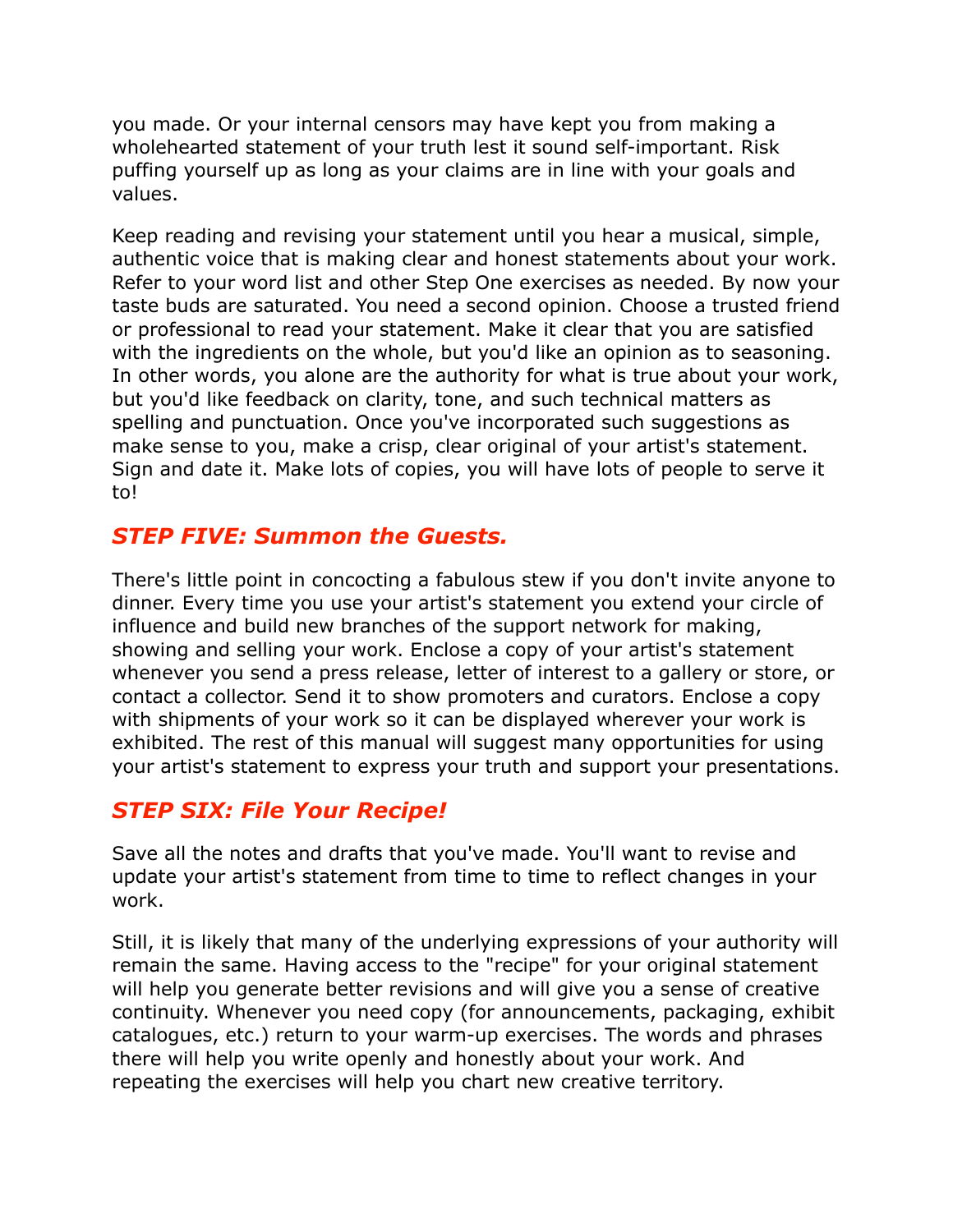you made. Or your internal censors may have kept you from making a wholehearted statement of your truth lest it sound self-important. Risk puffing yourself up as long as your claims are in line with your goals and values.

Keep reading and revising your statement until you hear a musical, simple, authentic voice that is making clear and honest statements about your work. Refer to your word list and other Step One exercises as needed. By now your taste buds are saturated. You need a second opinion. Choose a trusted friend or professional to read your statement. Make it clear that you are satisfied with the ingredients on the whole, but you'd like an opinion as to seasoning. In other words, you alone are the authority for what is true about your work, but you'd like feedback on clarity, tone, and such technical matters as spelling and punctuation. Once you've incorporated such suggestions as make sense to you, make a crisp, clear original of your artist's statement. Sign and date it. Make lots of copies, you will have lots of people to serve it to!

## *STEP FIVE: Summon the Guests.*

There's little point in concocting a fabulous stew if you don't invite anyone to dinner. Every time you use your artist's statement you extend your circle of influence and build new branches of the support network for making, showing and selling your work. Enclose a copy of your artist's statement whenever you send a press release, letter of interest to a gallery or store, or contact a collector. Send it to show promoters and curators. Enclose a copy with shipments of your work so it can be displayed wherever your work is exhibited. The rest of this manual will suggest many opportunities for using your artist's statement to express your truth and support your presentations.

## *STEP SIX: File Your Recipe!*

Save all the notes and drafts that you've made. You'll want to revise and update your artist's statement from time to time to reflect changes in your work.

Still, it is likely that many of the underlying expressions of your authority will remain the same. Having access to the "recipe" for your original statement will help you generate better revisions and will give you a sense of creative continuity. Whenever you need copy (for announcements, packaging, exhibit catalogues, etc.) return to your warm-up exercises. The words and phrases there will help you write openly and honestly about your work. And repeating the exercises will help you chart new creative territory.